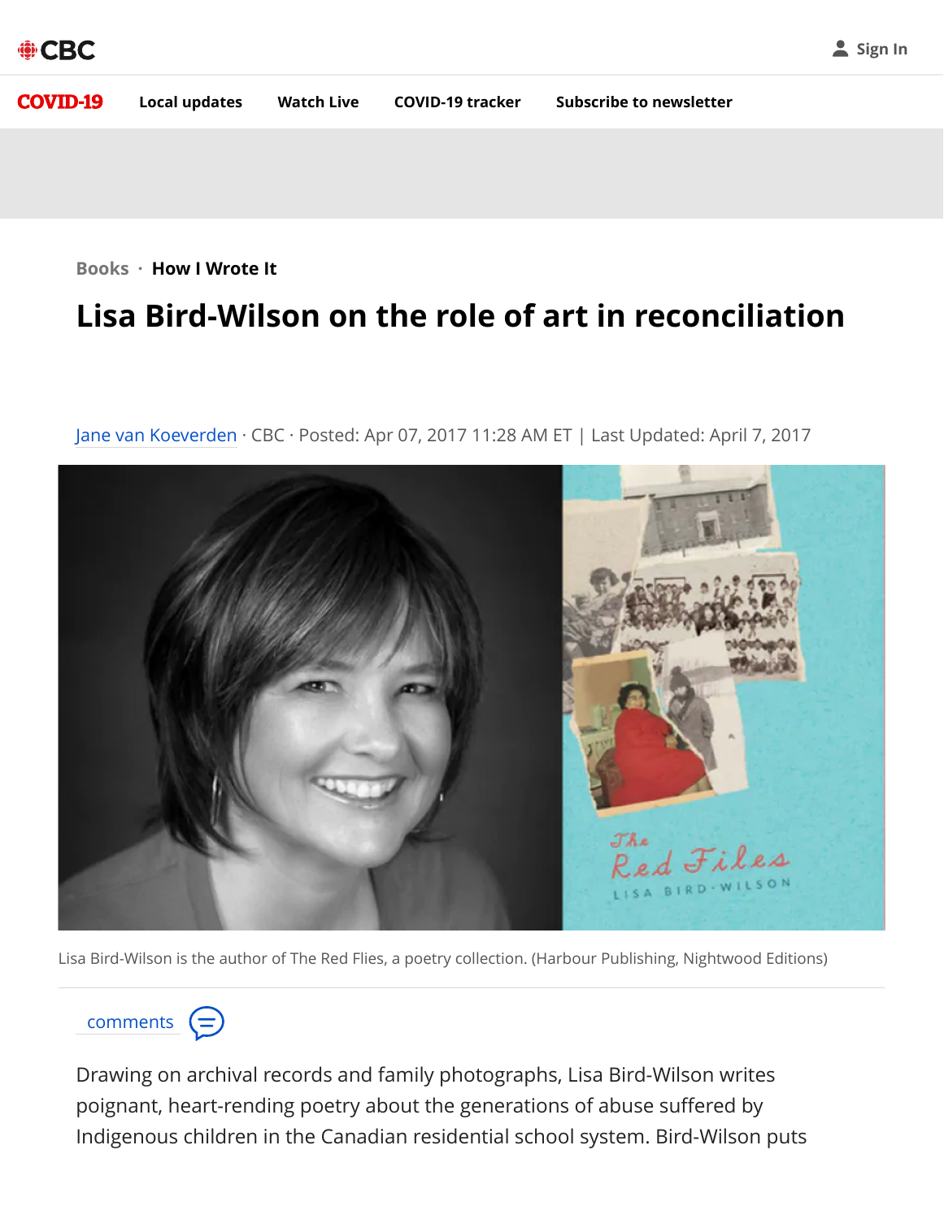Books · **How I Wrote It**

# Lisa Bird-Wilson on the role of art in reconciliation

Jane van Koeverden · CBC · Posted: Apr 07, 2017 11:28 AM ET | Last Updated: April 7, 2017

Lisa Bird-Wilson is the author of The Red Flies, a poetry collection. (Harbour Publishing, Nightwood Editions)

Drawing on archival records and family photographs, Lisa Bird-Wilson writes poignant, heart-rending poetry about the generations of abuse suffered by Indigenous children in the Canadian residential school system. Bird-Wilson puts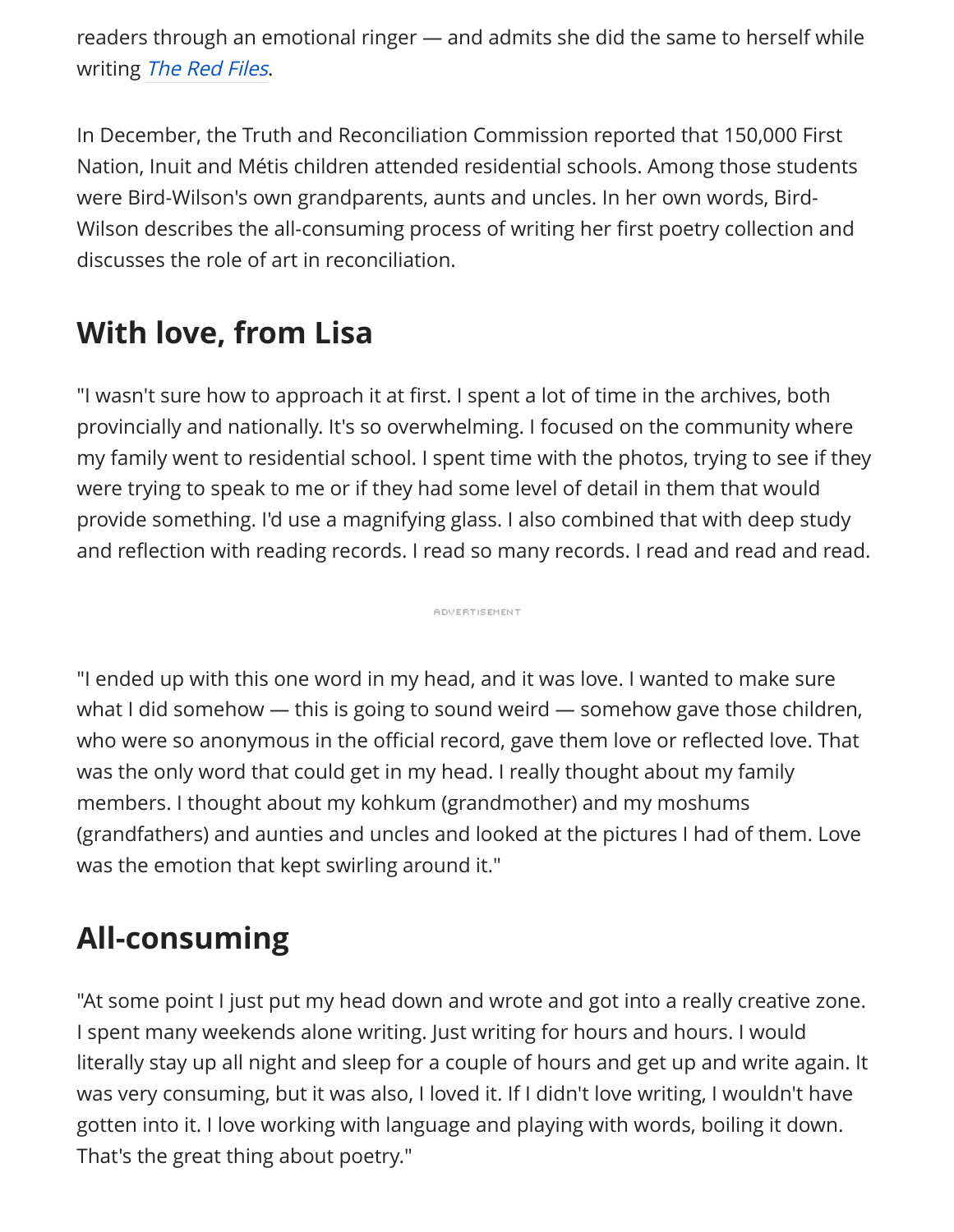readers through an emotional ringer — and admits she did the same to herself while writing *The Red Files*.

In December, the Truth and Reconciliation Commission reported that 150,000 First Nation, Inuit and Métis children attended residential schools. Among those students were Bird-Wilson's own grandparents, aunts and uncles. In her own words, Bird-Wilson describes the all-consuming process of writing her first poetry collection and discusses the role of art in reconciliation.

## With love, from Lisa

"I wasn't sure how to approach it at first. I spent a lot of time in the archives, both provincially and nationally. It's so overwhelming. I focused on the community where my family went to residential school. I spent time with the photos, trying to see if they were trying to speak to me or if they had some level of detail in them that would provide something. I'd use a magnifying glass. I also combined that with deep study and reflection with reading records. I read so many records. I read and read and read.

"I ended up with this one word in my head, and it was love. I wanted to make sure what I did somehow — this is going to sound weird — somehow gave those children, who were so anonymous in the official record, gave them love or reflected love. That was the only word that could get in my head. I really thought about my family members. I thought about my kohkum (grandmother) and my moshums (grandfathers) and aunties and uncles and looked at the pictures I had of them. Love was the emotion that kept swirling around it."

## All-consuming

"At some point I just put my head down and wrote and got into a really creative zone. I spent many weekends alone writing. Just writing for hours and hours. I would literally stay up all night and sleep for a couple of hours and get up and write again. It was very consuming, but it was also, I loved it. If I didn't love writing, I wouldn't have gotten into it. I love working with language and playing with words, boiling it down. That's the great thing about poetry."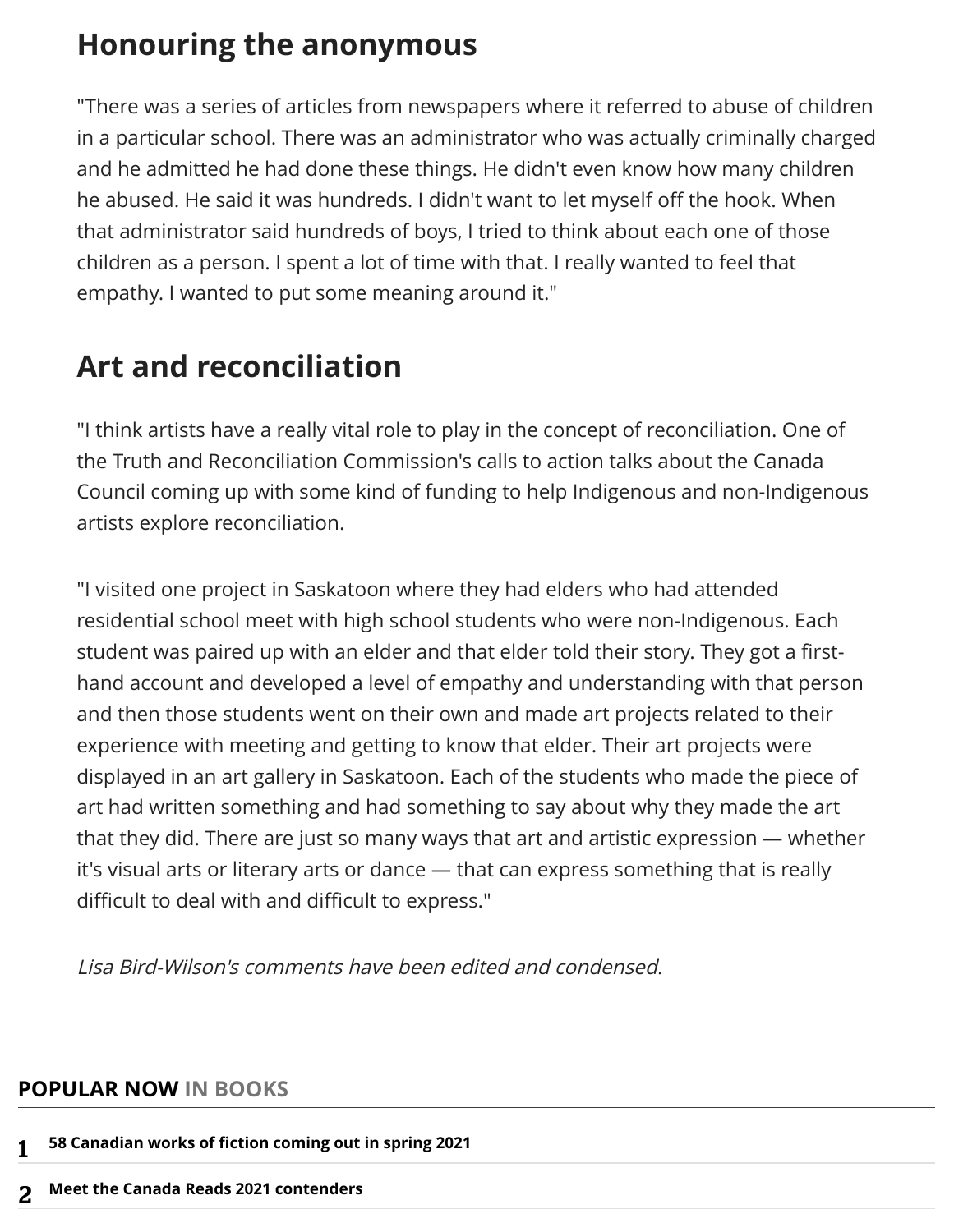## Honouring the anonymous

"There was a series of articles from newspapers where it referred to abuse of children in a particular school. There was an administrator who was actually criminally charged and he admitted he had done these things. He didn't even know how many children he abused. He said it was hundreds. I didn't want to let myself off the hook. When that administrator said hundreds of boys, I tried to think about each one of those children as a person. I spent a lot of time with that. I really wanted to feel that empathy. I wanted to put some meaning around it."

## Art and reconciliation

"I think artists have a really vital role to play in the concept of reconciliation. One of the Truth and Reconciliation Commission's calls to action talks about the Canada Council coming up with some kind of funding to help Indigenous and non-Indigenous artists explore reconciliation.

"I visited one project in Saskatoon where they had elders who had attended residential school meet with high school students who were non-Indigenous. Each student was paired up with an elder and that elder told their story. They got a first-hand account and developed a level of empathy and understanding with that person and then those students went on their own and made art projects related to their experience with meeting and getting to know that elder. Their art projects were displayed in an art gallery in Saskatoon. Each of the students who made the piece of art had written something and had something to say about why they made the art that they did. There are just so many ways that art and artistic expression — whether it's visual arts or literary arts or dance — that can express something that is really difficult to deal with and difficult to express."

*Lisa Bird-Wilson's comments have been edited and condensed.*

**POPULAR NOW IN BOOKS**

1. **58 Canadian works of fiction coming out in spring 2021**
2. **Meet the Canada Reads 2021 contenders**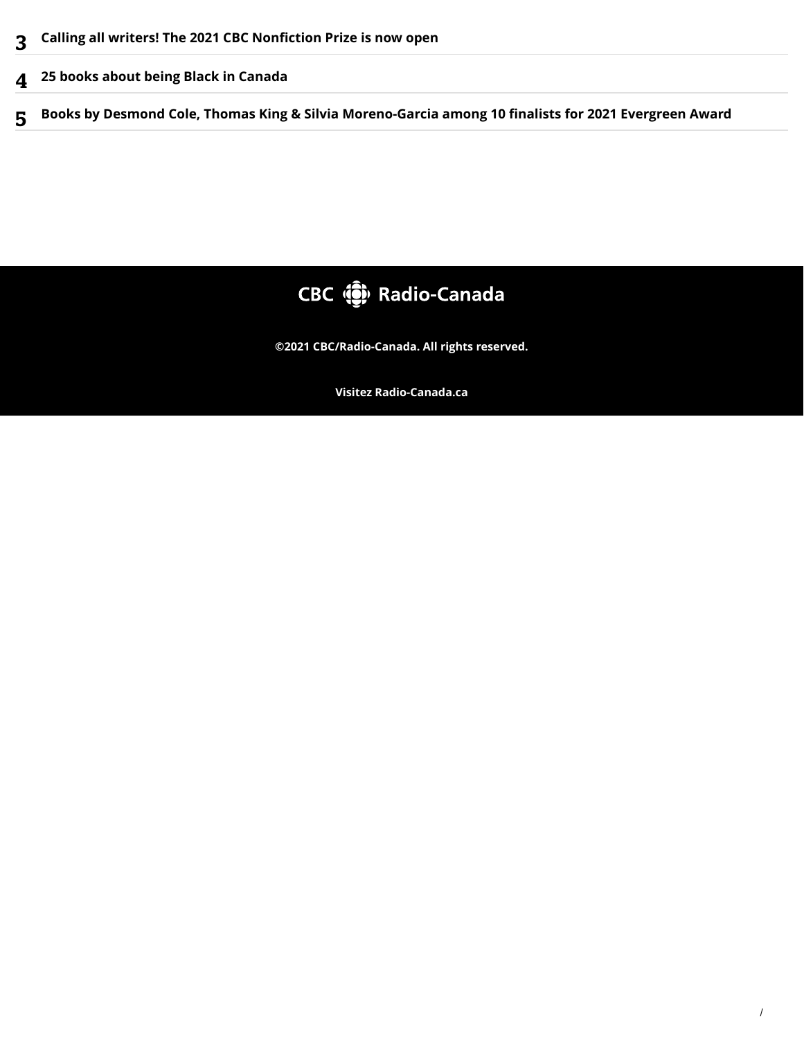3 **Calling all writers! The 2021 CBC Nonfiction Prize is now open**

4 **25 books about being Black in Canada**

5 **Books by Desmond Cole, Thomas King & Silvia Moreno-Garcia among 10 finalists for 2021 Evergreen Award**

CBC Radio-Canada

**©2021 CBC/Radio-Canada. All rights reserved.**

**Visitez Radio-Canada.ca**